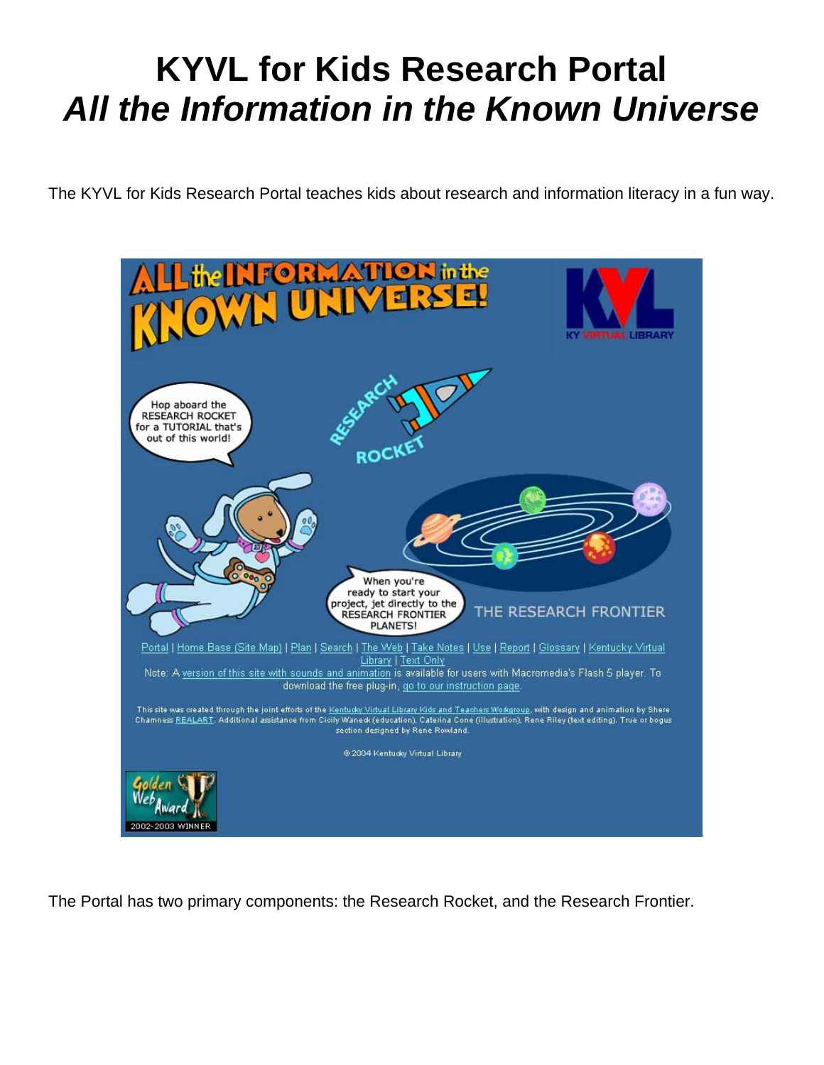# KYVL for Kids Research Portal
## *All the Information in the Known Universe*

The KYVL for Kids Research Portal teaches kids about research and information literacy in a fun way.

The Portal has two primary components: the Research Rocket, and the Research Frontier.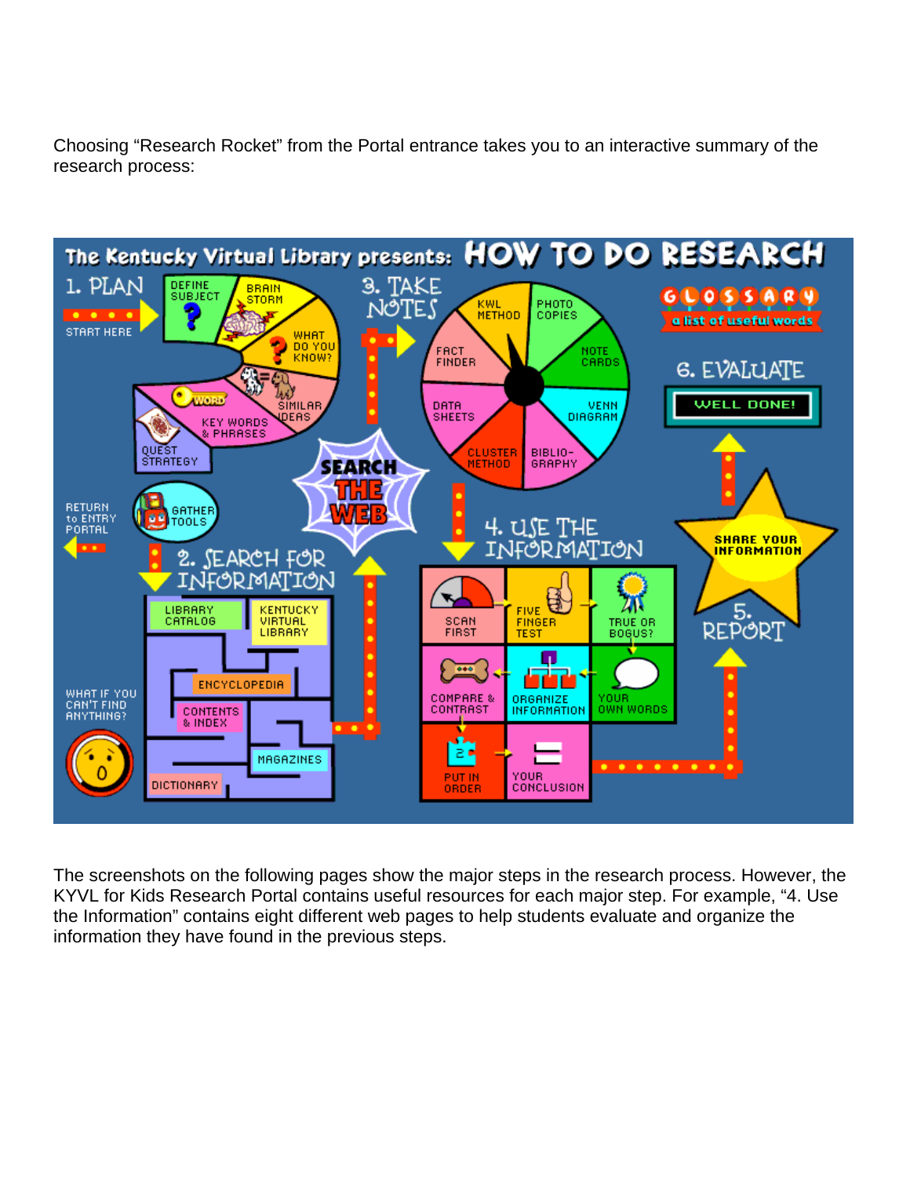Choosing “Research Rocket” from the Portal entrance takes you to an interactive summary of the research process:

The screenshots on the following pages show the major steps in the research process. However, the KYVL for Kids Research Portal contains useful resources for each major step. For example, “4. Use the Information” contains eight different web pages to help students evaluate and organize the information they have found in the previous steps.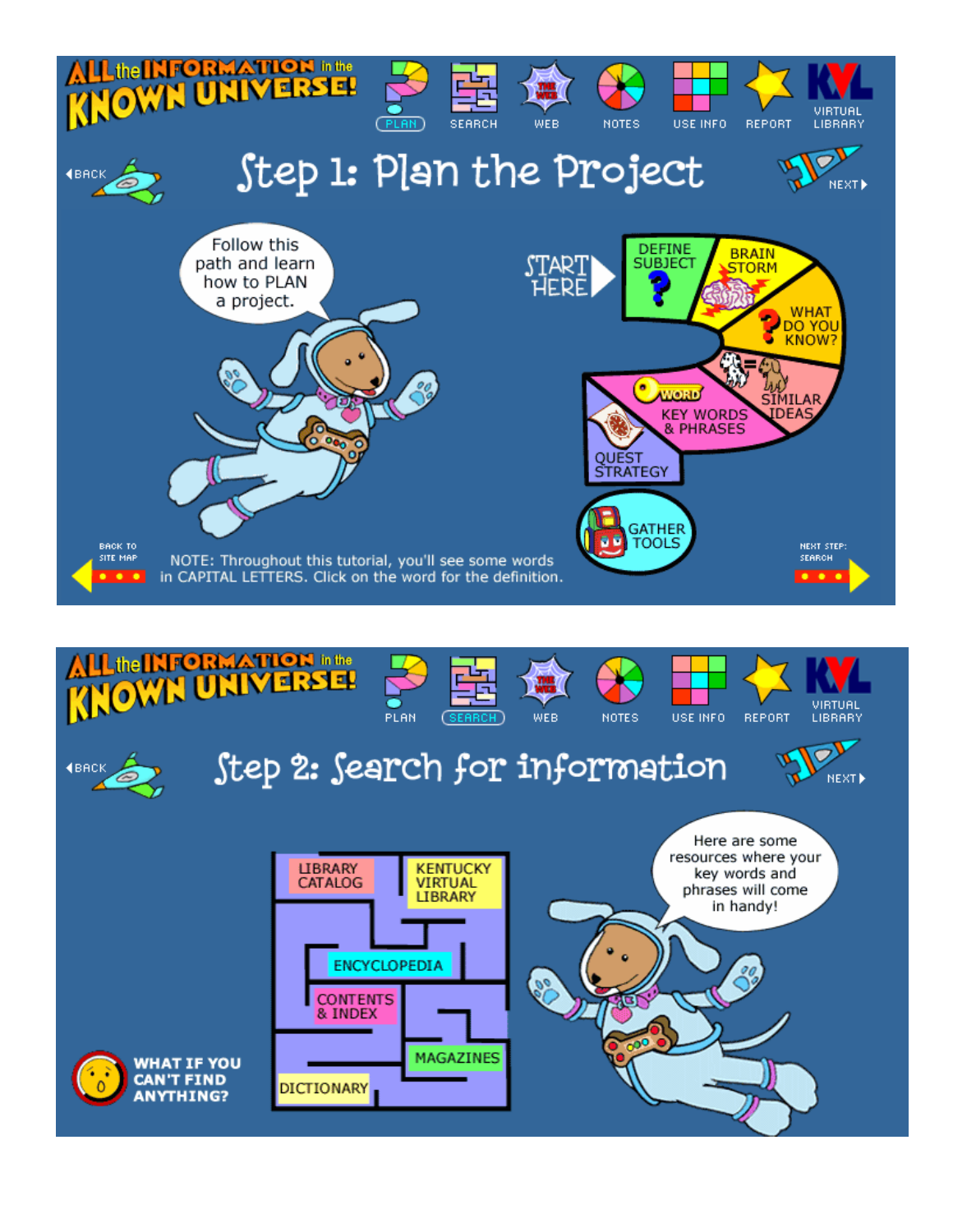ALL the INFORMATION in the KNOWN UNIVERSE!

PLAN | SEARCH | WEB | NOTES | USE INFO | REPORT | KVL VIRTUAL LIBRARY

◀BACK

# Step 1: Plan the Project

NEXT▶

Follow this path and learn how to PLAN a project.

START HERE

- DEFINE SUBJECT
- BRAIN STORM
- WHAT DO YOU KNOW?
- SIMILAR IDEAS
- WORD KEY WORDS & PHRASES
- QUEST STRATEGY
- GATHER TOOLS

BACK TO SITE MAP

NOTE: Throughout this tutorial, you'll see some words in CAPITAL LETTERS. Click on the word for the definition.

NEXT STEP: SEARCH

ALL the INFORMATION in the KNOWN UNIVERSE!

PLAN | SEARCH | WEB | NOTES | USE INFO | REPORT | KVL VIRTUAL LIBRARY

◀BACK

# Step 2: Search for information

NEXT▶

- LIBRARY CATALOG
- KENTUCKY VIRTUAL LIBRARY
- ENCYCLOPEDIA
- CONTENTS & INDEX
- MAGAZINES
- DICTIONARY

Here are some resources where your key words and phrases will come in handy!

WHAT IF YOU CAN'T FIND ANYTHING?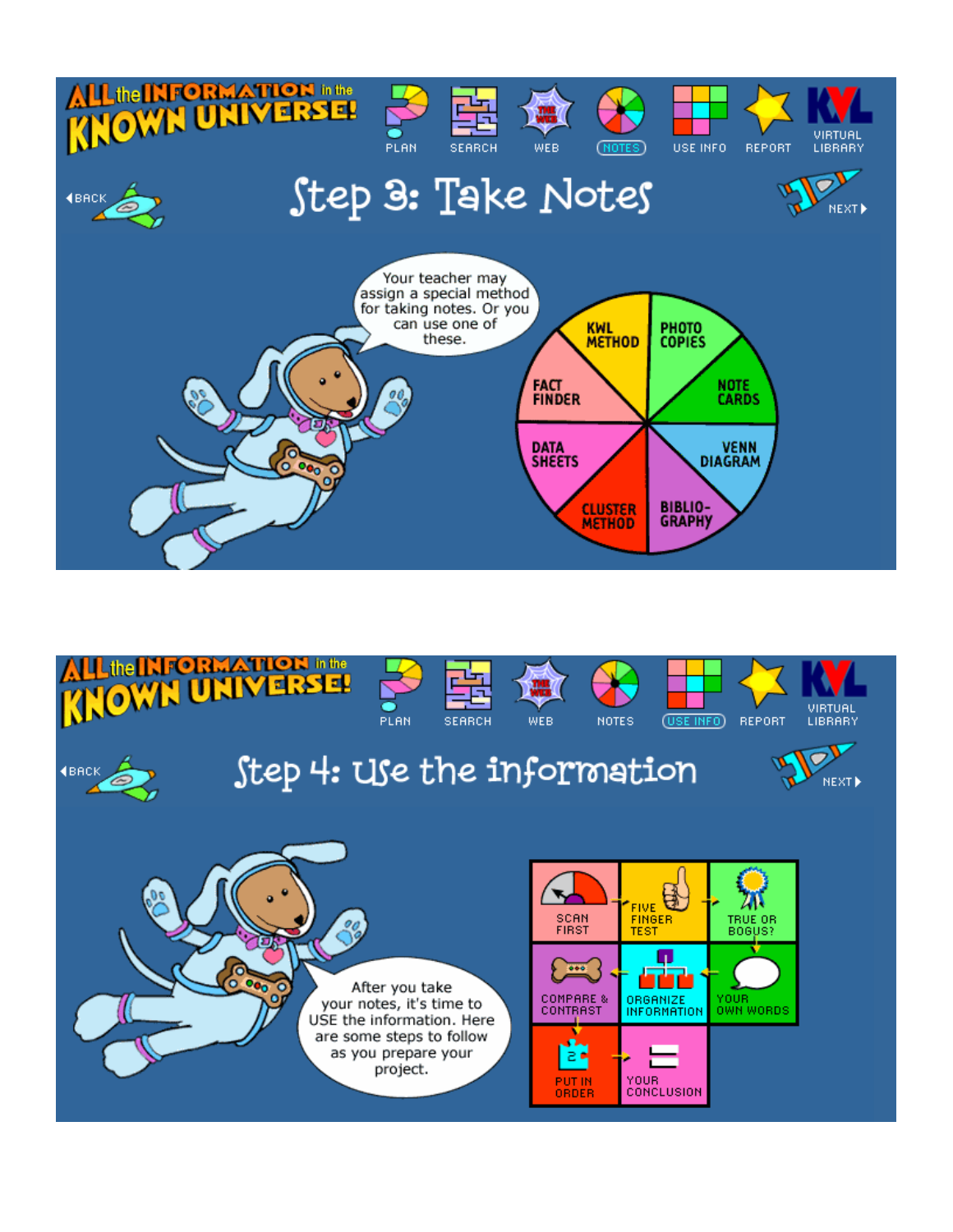ALL the INFORMATION in the KNOWN UNIVERSE!

PLAN | SEARCH | WEB | NOTES | USE INFO | REPORT | VIRTUAL LIBRARY

◀BACK

# Step 3: Take Notes

NEXT▶

Your teacher may assign a special method for taking notes. Or you can use one of these.

- KWL METHOD
- PHOTO COPIES
- NOTE CARDS
- VENN DIAGRAM
- BIBLIO-GRAPHY
- CLUSTER METHOD
- DATA SHEETS
- FACT FINDER

ALL the INFORMATION in the KNOWN UNIVERSE!

PLAN | SEARCH | WEB | NOTES | USE INFO | REPORT | VIRTUAL LIBRARY

◀BACK

# Step 4: Use the information

NEXT▶

After you take your notes, it's time to USE the information. Here are some steps to follow as you prepare your project.

- SCAN FIRST
- FIVE FINGER TEST
- TRUE OR BOGUS?
- YOUR OWN WORDS
- ORGANIZE INFORMATION
- COMPARE & CONTRAST
- PUT IN ORDER
- YOUR CONCLUSION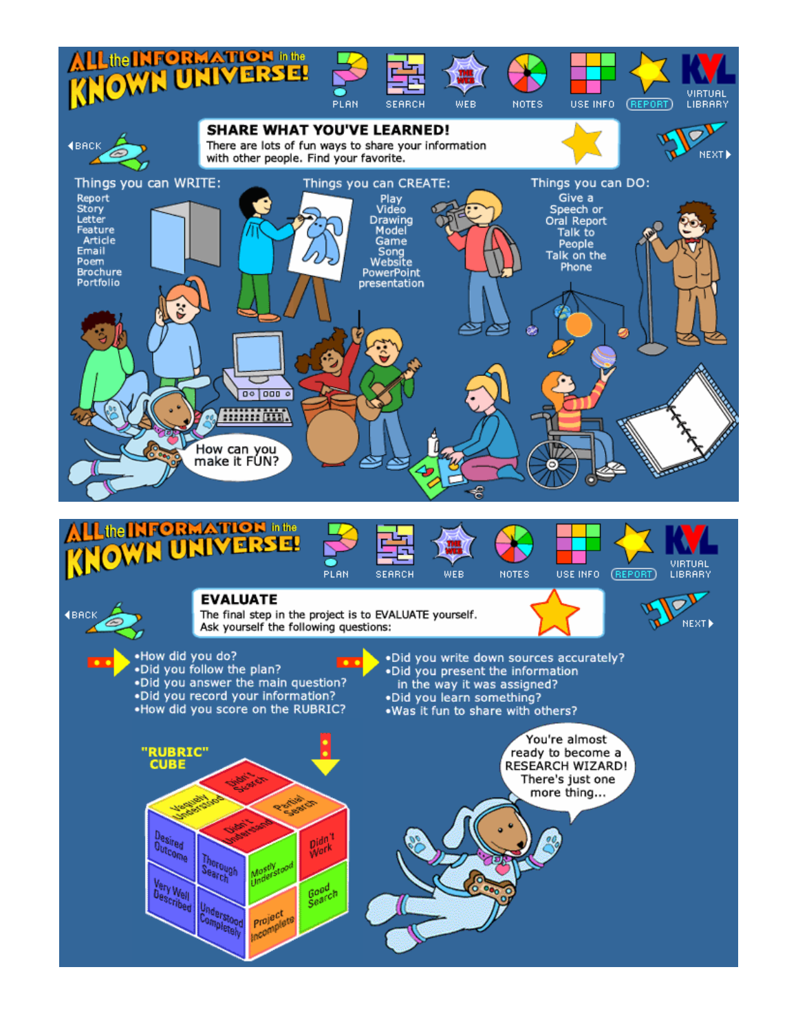# ALL the INFORMATION in the KNOWN UNIVERSE!

PLAN | SEARCH | WEB | NOTES | USE INFO | REPORT | VIRTUAL LIBRARY

◂BACK

## SHARE WHAT YOU'VE LEARNED!

There are lots of fun ways to share your information with other people. Find your favorite.

NEXT▸

**Things you can WRITE:**

- Report
- Story
- Letter
- Feature Article
- Email
- Poem
- Brochure
- Portfolio

**Things you can CREATE:**

- Play
- Video
- Drawing
- Model
- Game
- Song
- Website
- PowerPoint presentation

**Things you can DO:**

- Give a Speech or Oral Report
- Talk to People
- Talk on the Phone

How can you make it FUN?

---

# ALL the INFORMATION in the KNOWN UNIVERSE!

PLAN | SEARCH | WEB | NOTES | USE INFO | REPORT | VIRTUAL LIBRARY

◂BACK

## EVALUATE

The final step in the project is to EVALUATE yourself. Ask yourself the following questions:

NEXT▸

- How did you do?
- Did you follow the plan?
- Did you answer the main question?
- Did you record your information?
- How did you score on the RUBRIC?

- Did you write down sources accurately?
- Did you present the information in the way it was assigned?
- Did you learn something?
- Was it fun to share with others?

"RUBRIC" CUBE

Didn't Search | Vaguely Understood | Partial Search | Didn't Understand | Didn't Work | Desired Outcome | Thorough Search | Mostly Understood | Very Well Described | Understood Completely | Project Incomplete | Good Search

You're almost ready to become a RESEARCH WIZARD! There's just one more thing...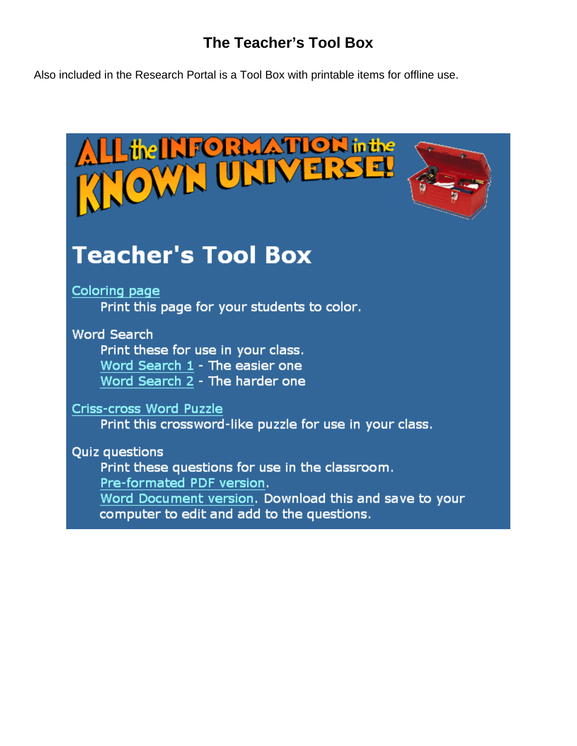# The Teacher's Tool Box

Also included in the Research Portal is a Tool Box with printable items for offline use.

ALL the INFORMATION in the KNOWN UNIVERSE!

## Teacher's Tool Box

Coloring page
   Print this page for your students to color.

Word Search
   Print these for use in your class.
   Word Search 1 - The easier one
   Word Search 2 - The harder one

Criss-cross Word Puzzle
   Print this crossword-like puzzle for use in your class.

Quiz questions
   Print these questions for use in the classroom.
   Pre-formated PDF version.
   Word Document version. Download this and save to your computer to edit and add to the questions.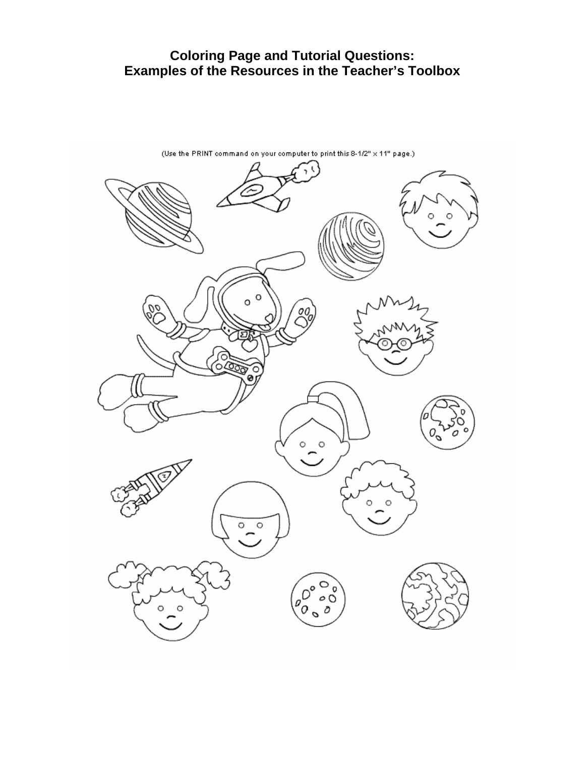# Coloring Page and Tutorial Questions: Examples of the Resources in the Teacher's Toolbox

(Use the PRINT command on your computer to print this 8-1/2" × 11" page.)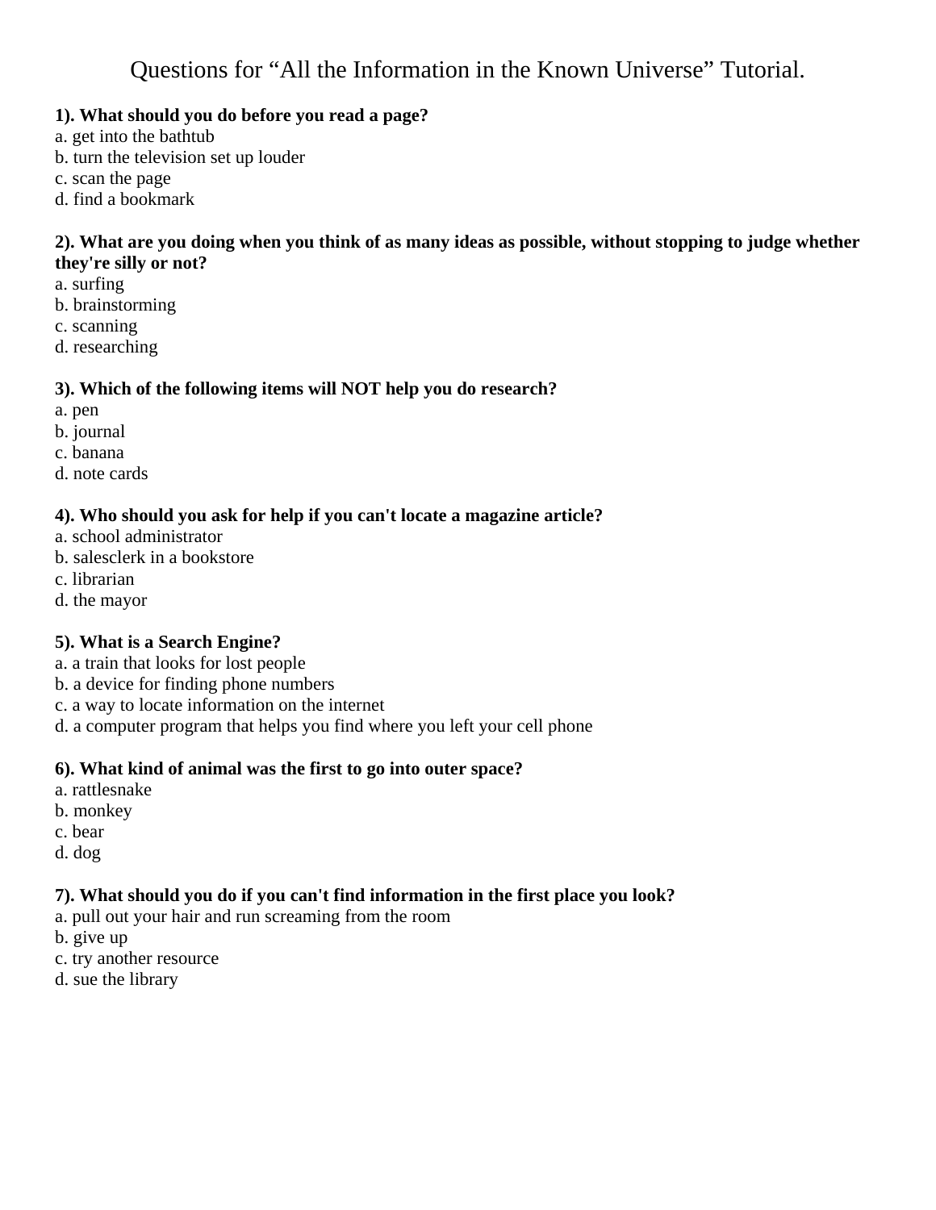# Questions for "All the Information in the Known Universe" Tutorial.

**1). What should you do before you read a page?**
a. get into the bathtub
b. turn the television set up louder
c. scan the page
d. find a bookmark

**2). What are you doing when you think of as many ideas as possible, without stopping to judge whether they're silly or not?**
a. surfing
b. brainstorming
c. scanning
d. researching

**3). Which of the following items will NOT help you do research?**
a. pen
b. journal
c. banana
d. note cards

**4). Who should you ask for help if you can't locate a magazine article?**
a. school administrator
b. salesclerk in a bookstore
c. librarian
d. the mayor

**5). What is a Search Engine?**
a. a train that looks for lost people
b. a device for finding phone numbers
c. a way to locate information on the internet
d. a computer program that helps you find where you left your cell phone

**6). What kind of animal was the first to go into outer space?**
a. rattlesnake
b. monkey
c. bear
d. dog

**7). What should you do if you can't find information in the first place you look?**
a. pull out your hair and run screaming from the room
b. give up
c. try another resource
d. sue the library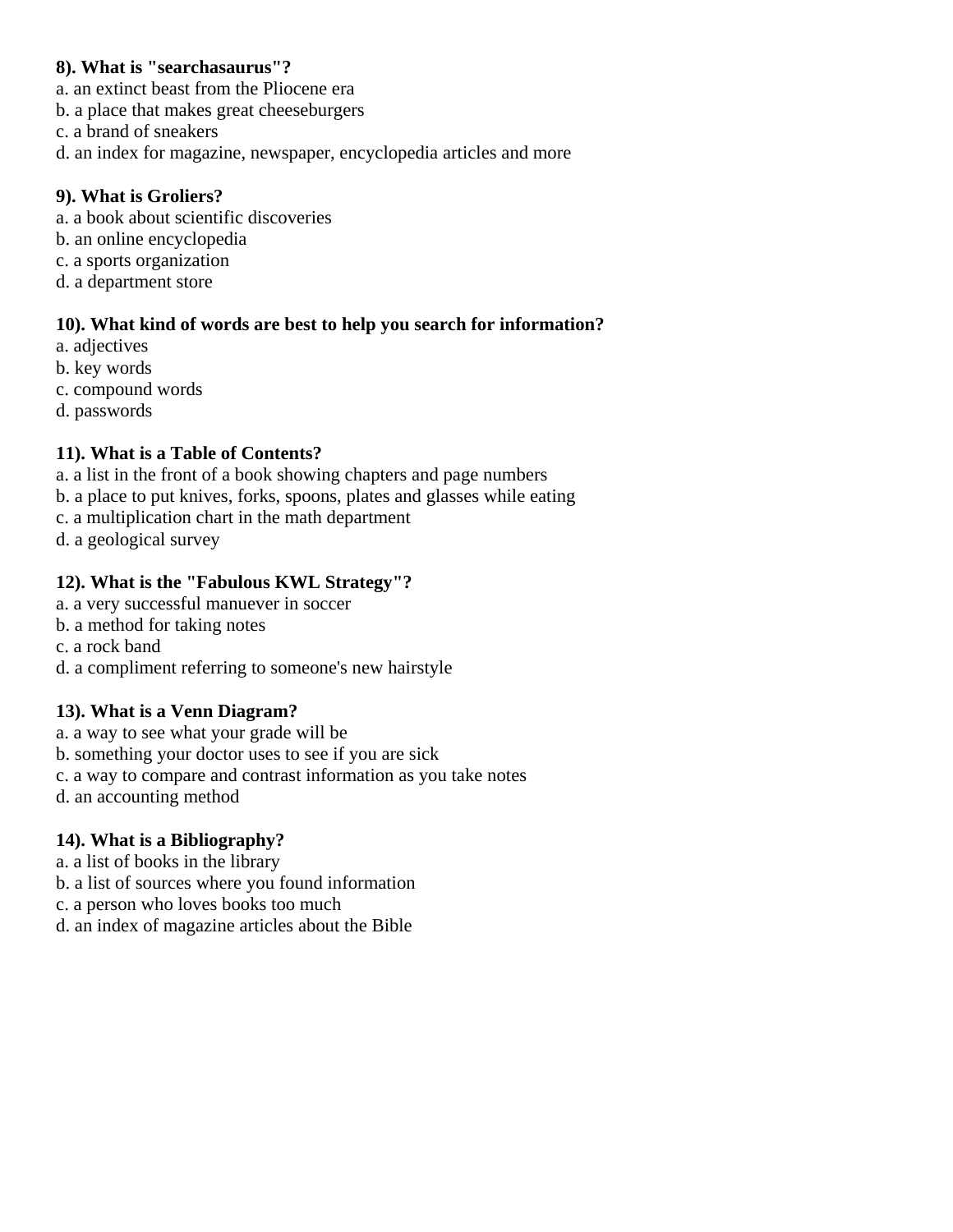**8). What is "searchasaurus"?**
a. an extinct beast from the Pliocene era
b. a place that makes great cheeseburgers
c. a brand of sneakers
d. an index for magazine, newspaper, encyclopedia articles and more

**9). What is Groliers?**
a. a book about scientific discoveries
b. an online encyclopedia
c. a sports organization
d. a department store

**10). What kind of words are best to help you search for information?**
a. adjectives
b. key words
c. compound words
d. passwords

**11). What is a Table of Contents?**
a. a list in the front of a book showing chapters and page numbers
b. a place to put knives, forks, spoons, plates and glasses while eating
c. a multiplication chart in the math department
d. a geological survey

**12). What is the "Fabulous KWL Strategy"?**
a. a very successful manuever in soccer
b. a method for taking notes
c. a rock band
d. a compliment referring to someone's new hairstyle

**13). What is a Venn Diagram?**
a. a way to see what your grade will be
b. something your doctor uses to see if you are sick
c. a way to compare and contrast information as you take notes
d. an accounting method

**14). What is a Bibliography?**
a. a list of books in the library
b. a list of sources where you found information
c. a person who loves books too much
d. an index of magazine articles about the Bible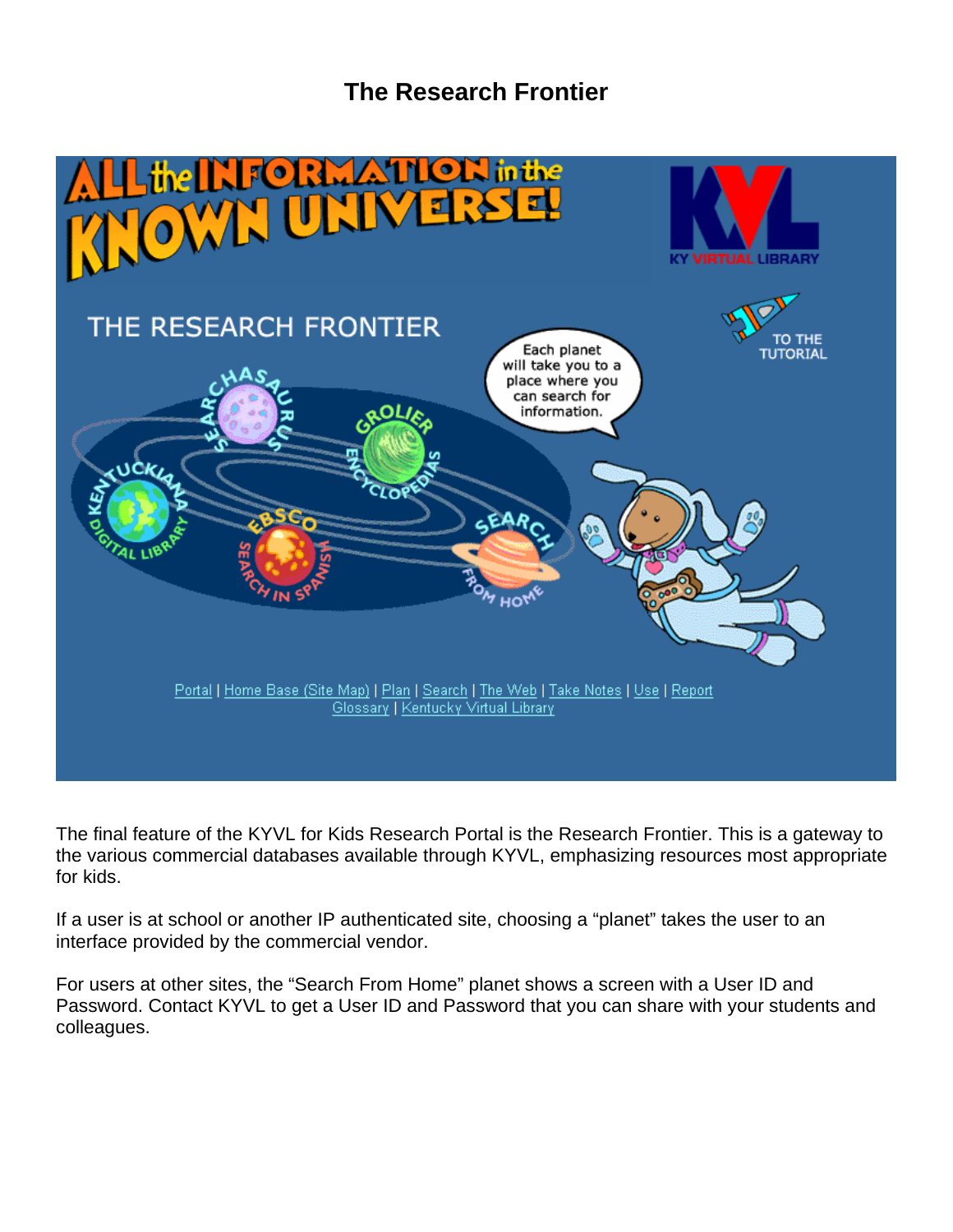# The Research Frontier

The final feature of the KYVL for Kids Research Portal is the Research Frontier. This is a gateway to the various commercial databases available through KYVL, emphasizing resources most appropriate for kids.

If a user is at school or another IP authenticated site, choosing a “planet” takes the user to an interface provided by the commercial vendor.

For users at other sites, the “Search From Home” planet shows a screen with a User ID and Password. Contact KYVL to get a User ID and Password that you can share with your students and colleagues.